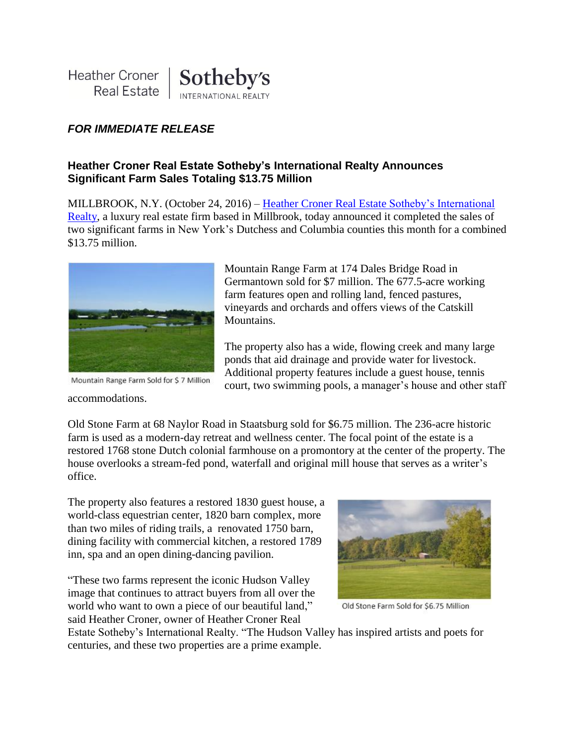Heather Croner Real Estate | Sotheby's INTERNATIONAL REALTY

***FOR IMMEDIATE RELEASE***

**Heather Croner Real Estate Sotheby's International Realty Announces Significant Farm Sales Totaling $13.75 Million**

MILLBROOK, N.Y. (October 24, 2016) – Heather Croner Real Estate Sotheby's International Realty, a luxury real estate firm based in Millbrook, today announced it completed the sales of two significant farms in New York's Dutchess and Columbia counties this month for a combined $13.75 million.

Mountain Range Farm Sold for $ 7 Million

Mountain Range Farm at 174 Dales Bridge Road in Germantown sold for $7 million. The 677.5-acre working farm features open and rolling land, fenced pastures, vineyards and orchards and offers views of the Catskill Mountains.

The property also has a wide, flowing creek and many large ponds that aid drainage and provide water for livestock. Additional property features include a guest house, tennis court, two swimming pools, a manager's house and other staff accommodations.

Old Stone Farm at 68 Naylor Road in Staatsburg sold for $6.75 million. The 236-acre historic farm is used as a modern-day retreat and wellness center. The focal point of the estate is a restored 1768 stone Dutch colonial farmhouse on a promontory at the center of the property. The house overlooks a stream-fed pond, waterfall and original mill house that serves as a writer's office.

The property also features a restored 1830 guest house, a world-class equestrian center, 1820 barn complex, more than two miles of riding trails, a renovated 1750 barn, dining facility with commercial kitchen, a restored 1789 inn, spa and an open dining-dancing pavilion.

Old Stone Farm Sold for $6.75 Million

"These two farms represent the iconic Hudson Valley image that continues to attract buyers from all over the world who want to own a piece of our beautiful land," said Heather Croner, owner of Heather Croner Real Estate Sotheby's International Realty. "The Hudson Valley has inspired artists and poets for centuries, and these two properties are a prime example.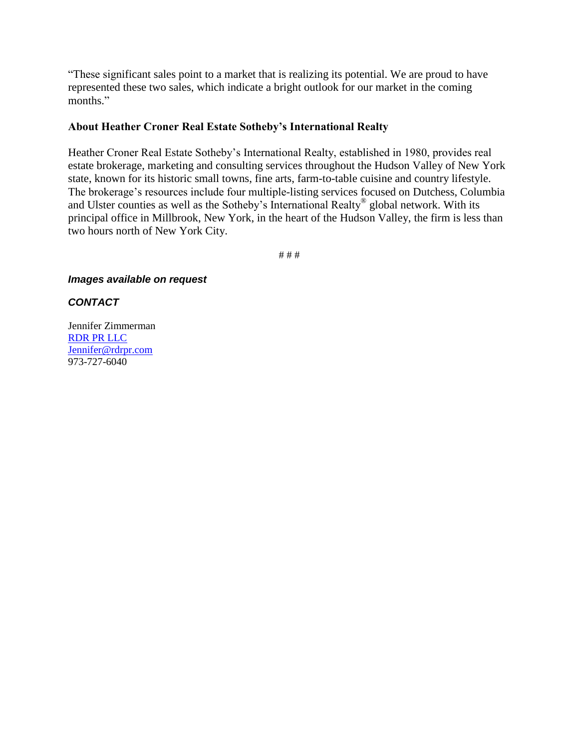"These significant sales point to a market that is realizing its potential. We are proud to have represented these two sales, which indicate a bright outlook for our market in the coming months."

**About Heather Croner Real Estate Sotheby's International Realty**

Heather Croner Real Estate Sotheby's International Realty, established in 1980, provides real estate brokerage, marketing and consulting services throughout the Hudson Valley of New York state, known for its historic small towns, fine arts, farm-to-table cuisine and country lifestyle. The brokerage's resources include four multiple-listing services focused on Dutchess, Columbia and Ulster counties as well as the Sotheby's International Realty® global network. With its principal office in Millbrook, New York, in the heart of the Hudson Valley, the firm is less than two hours north of New York City.

# # #

***Images available on request***

***CONTACT***

Jennifer Zimmerman
RDR PR LLC
Jennifer@rdrpr.com
973-727-6040